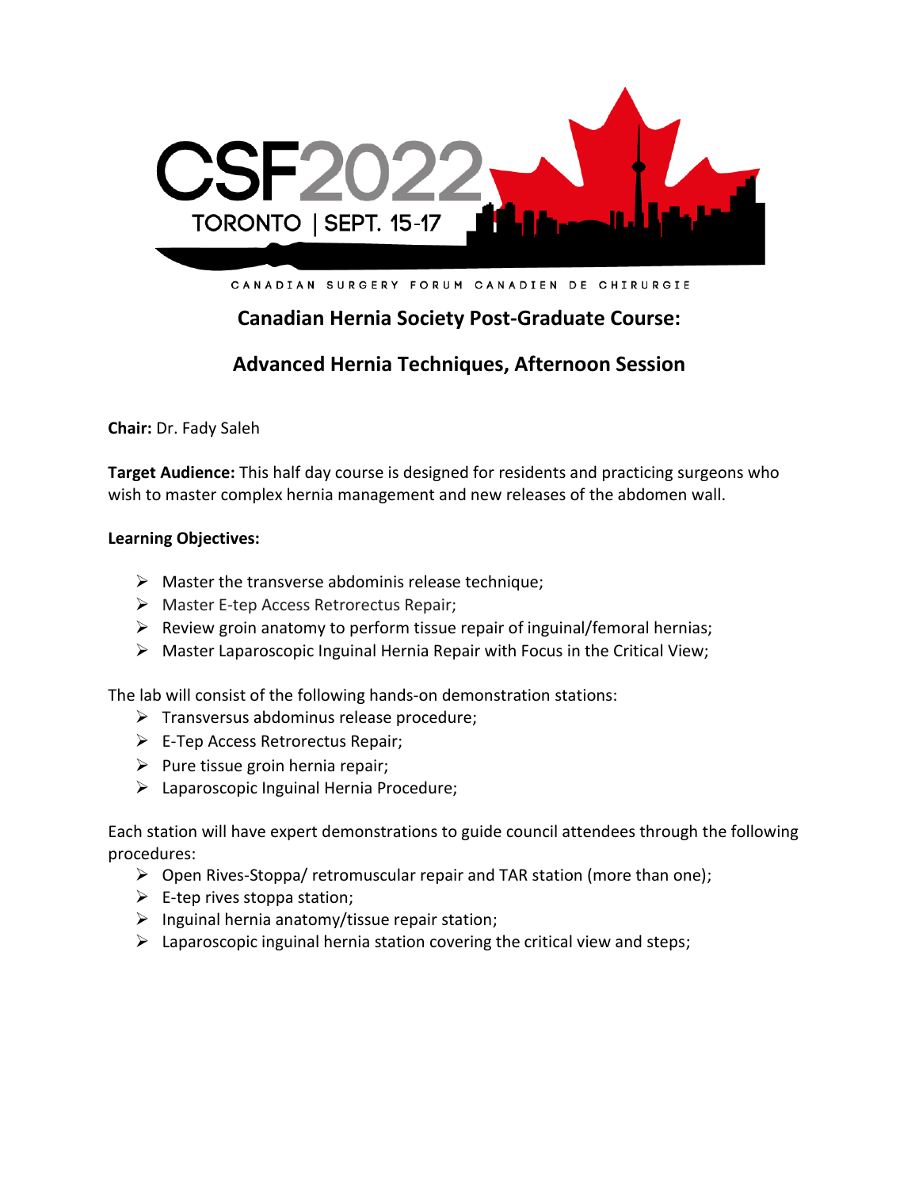CSF2022

TORONTO | SEPT. 15-17

CANADIAN SURGERY FORUM CANADIEN DE CHIRURGIE

## Canadian Hernia Society Post-Graduate Course:

## Advanced Hernia Techniques, Afternoon Session

**Chair:** Dr. Fady Saleh

**Target Audience:** This half day course is designed for residents and practicing surgeons who wish to master complex hernia management and new releases of the abdomen wall.

**Learning Objectives:**

- Master the transverse abdominis release technique;
- Master E-tep Access Retrorectus Repair;
- Review groin anatomy to perform tissue repair of inguinal/femoral hernias;
- Master Laparoscopic Inguinal Hernia Repair with Focus in the Critical View;

The lab will consist of the following hands-on demonstration stations:

- Transversus abdominus release procedure;
- E-Tep Access Retrorectus Repair;
- Pure tissue groin hernia repair;
- Laparoscopic Inguinal Hernia Procedure;

Each station will have expert demonstrations to guide council attendees through the following procedures:

- Open Rives-Stoppa/ retromuscular repair and TAR station (more than one);
- E-tep rives stoppa station;
- Inguinal hernia anatomy/tissue repair station;
- Laparoscopic inguinal hernia station covering the critical view and steps;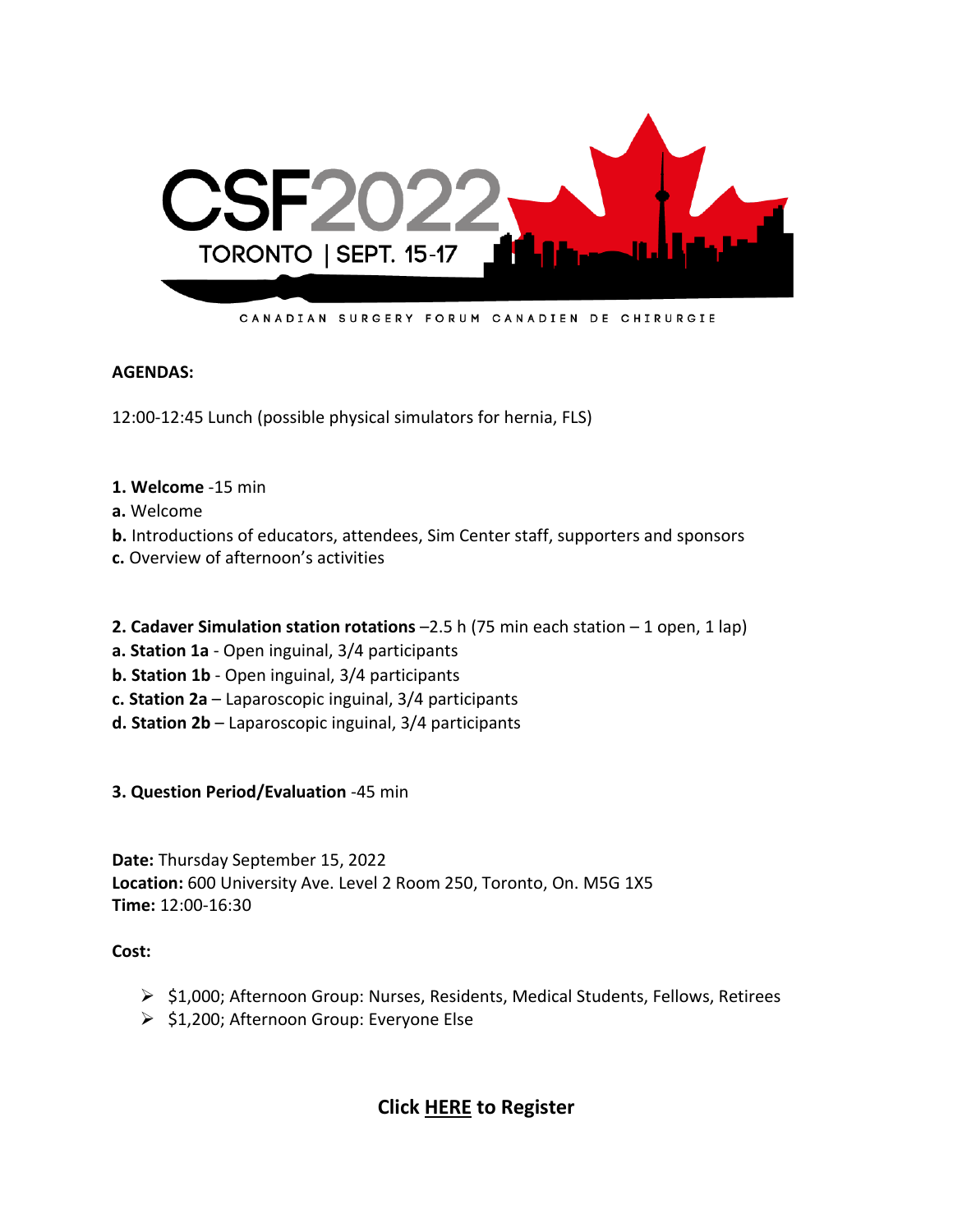CSF2022

TORONTO | SEPT. 15-17

CANADIAN SURGERY FORUM CANADIEN DE CHIRURGIE

**AGENDAS:**

12:00-12:45 Lunch (possible physical simulators for hernia, FLS)

**1. Welcome** -15 min

**a.** Welcome

**b.** Introductions of educators, attendees, Sim Center staff, supporters and sponsors

**c.** Overview of afternoon's activities

**2. Cadaver Simulation station rotations** –2.5 h (75 min each station – 1 open, 1 lap)

**a. Station 1a** - Open inguinal, 3/4 participants

**b. Station 1b** - Open inguinal, 3/4 participants

**c. Station 2a** – Laparoscopic inguinal, 3/4 participants

**d. Station 2b** – Laparoscopic inguinal, 3/4 participants

**3. Question Period/Evaluation** -45 min

**Date:** Thursday September 15, 2022
**Location:** 600 University Ave. Level 2 Room 250, Toronto, On. M5G 1X5
**Time:** 12:00-16:30

**Cost:**

- $1,000; Afternoon Group: Nurses, Residents, Medical Students, Fellows, Retirees
- $1,200; Afternoon Group: Everyone Else

**Click HERE to Register**